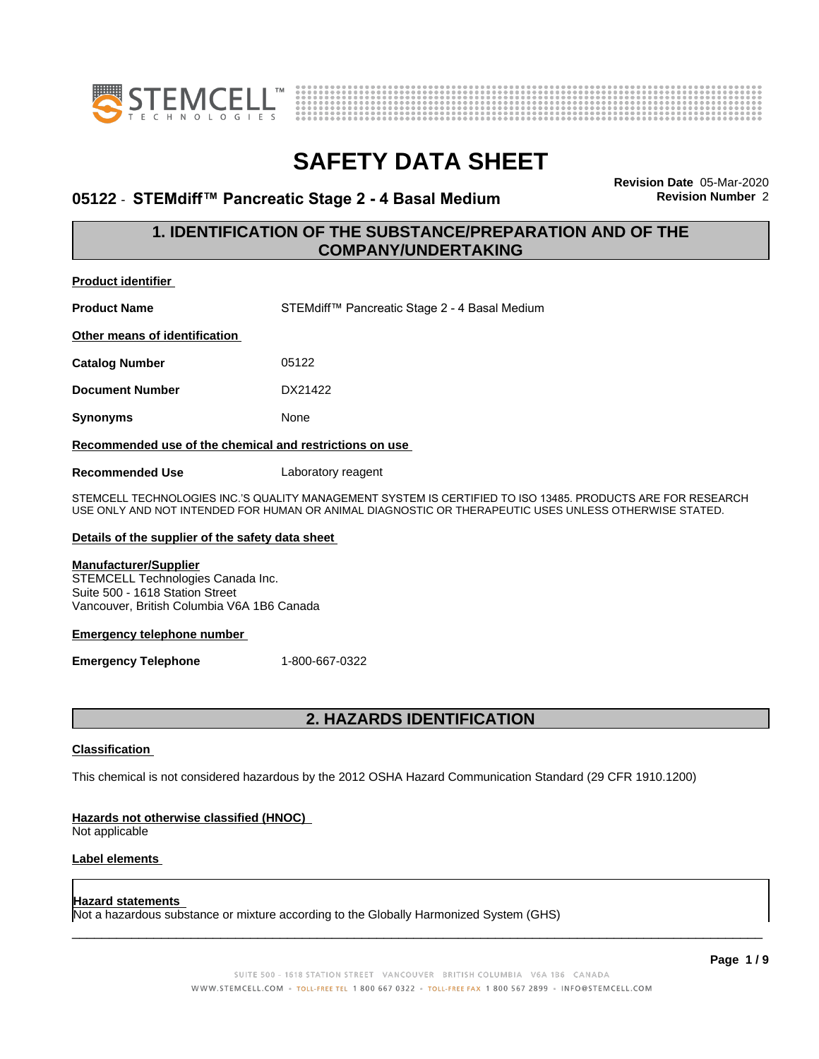# SAFETY DATA SHEET

**05122 - STEMdiff™ Pancreatic Stage 2 - 4 Basal Medium**

**Revision Date** 05-Mar-2020
**Revision Number** 2

## 1. IDENTIFICATION OF THE SUBSTANCE/PREPARATION AND OF THE COMPANY/UNDERTAKING

**Product identifier**

**Product Name** STEMdiff™ Pancreatic Stage 2 - 4 Basal Medium

**Other means of identification**

**Catalog Number** 05122

**Document Number** DX21422

**Synonyms** None

**Recommended use of the chemical and restrictions on use**

**Recommended Use** Laboratory reagent

STEMCELL TECHNOLOGIES INC.'S QUALITY MANAGEMENT SYSTEM IS CERTIFIED TO ISO 13485. PRODUCTS ARE FOR RESEARCH USE ONLY AND NOT INTENDED FOR HUMAN OR ANIMAL DIAGNOSTIC OR THERAPEUTIC USES UNLESS OTHERWISE STATED.

**Details of the supplier of the safety data sheet**

**Manufacturer/Supplier**
STEMCELL Technologies Canada Inc.
Suite 500 - 1618 Station Street
Vancouver, British Columbia V6A 1B6 Canada

**Emergency telephone number**

**Emergency Telephone** 1-800-667-0322

## 2. HAZARDS IDENTIFICATION

**Classification**

This chemical is not considered hazardous by the 2012 OSHA Hazard Communication Standard (29 CFR 1910.1200)

**Hazards not otherwise classified (HNOC)**
Not applicable

**Label elements**

**Hazard statements**
Not a hazardous substance or mixture according to the Globally Harmonized System (GHS)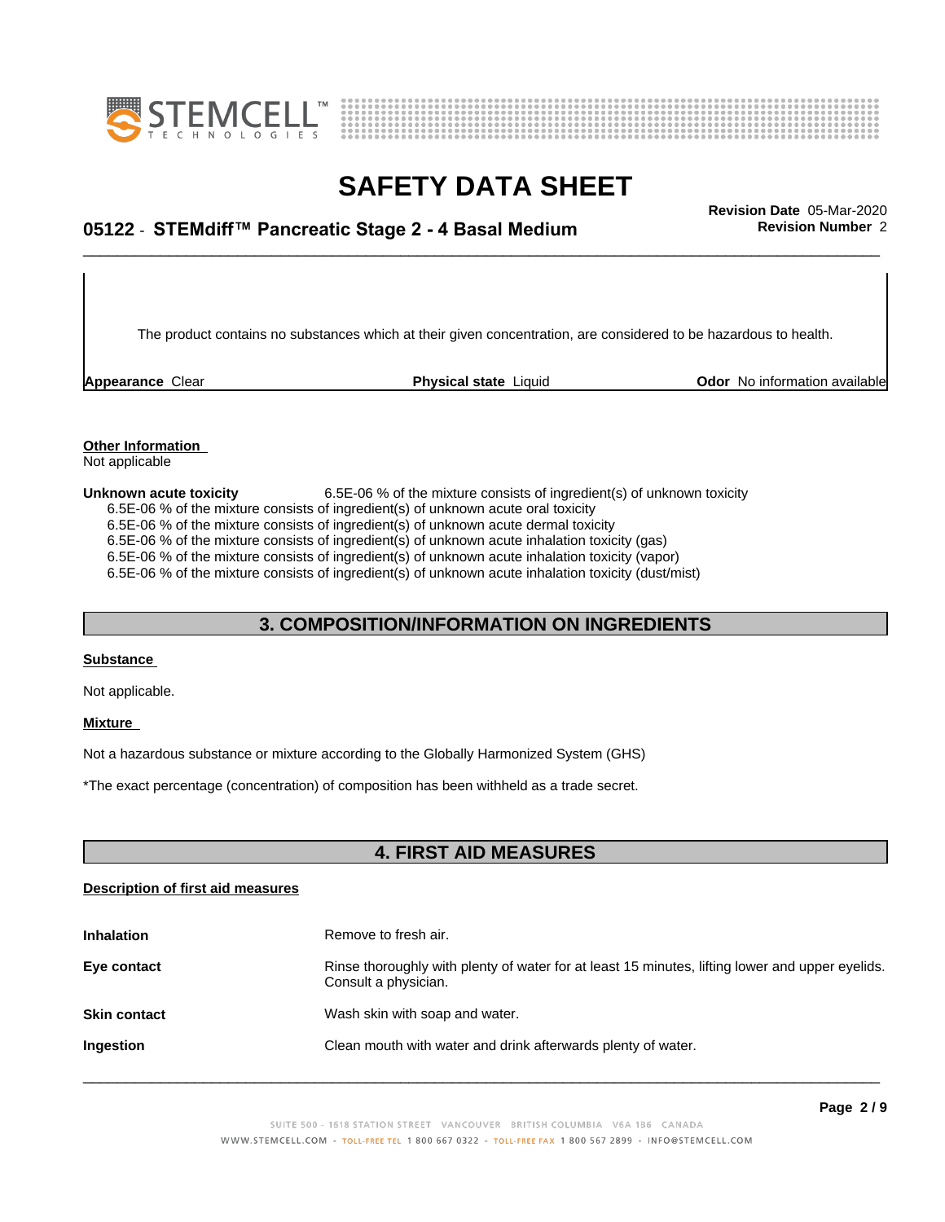The product contains no substances which at their given concentration, are considered to be hazardous to health.

| **Appearance** Clear | **Physical state** Liquid | **Odor** No information available |
|---|---|---|

**Other Information**

Not applicable

**Unknown acute toxicity** 6.5E-06 % of the mixture consists of ingredient(s) of unknown toxicity

6.5E-06 % of the mixture consists of ingredient(s) of unknown acute oral toxicity
6.5E-06 % of the mixture consists of ingredient(s) of unknown acute dermal toxicity
6.5E-06 % of the mixture consists of ingredient(s) of unknown acute inhalation toxicity (gas)
6.5E-06 % of the mixture consists of ingredient(s) of unknown acute inhalation toxicity (vapor)
6.5E-06 % of the mixture consists of ingredient(s) of unknown acute inhalation toxicity (dust/mist)

## 3. COMPOSITION/INFORMATION ON INGREDIENTS

**Substance**

Not applicable.

**Mixture**

Not a hazardous substance or mixture according to the Globally Harmonized System (GHS)

*The exact percentage (concentration) of composition has been withheld as a trade secret.

## 4. FIRST AID MEASURES

**Description of first aid measures**

**Inhalation** Remove to fresh air.

**Eye contact** Rinse thoroughly with plenty of water for at least 15 minutes, lifting lower and upper eyelids. Consult a physician.

**Skin contact** Wash skin with soap and water.

**Ingestion** Clean mouth with water and drink afterwards plenty of water.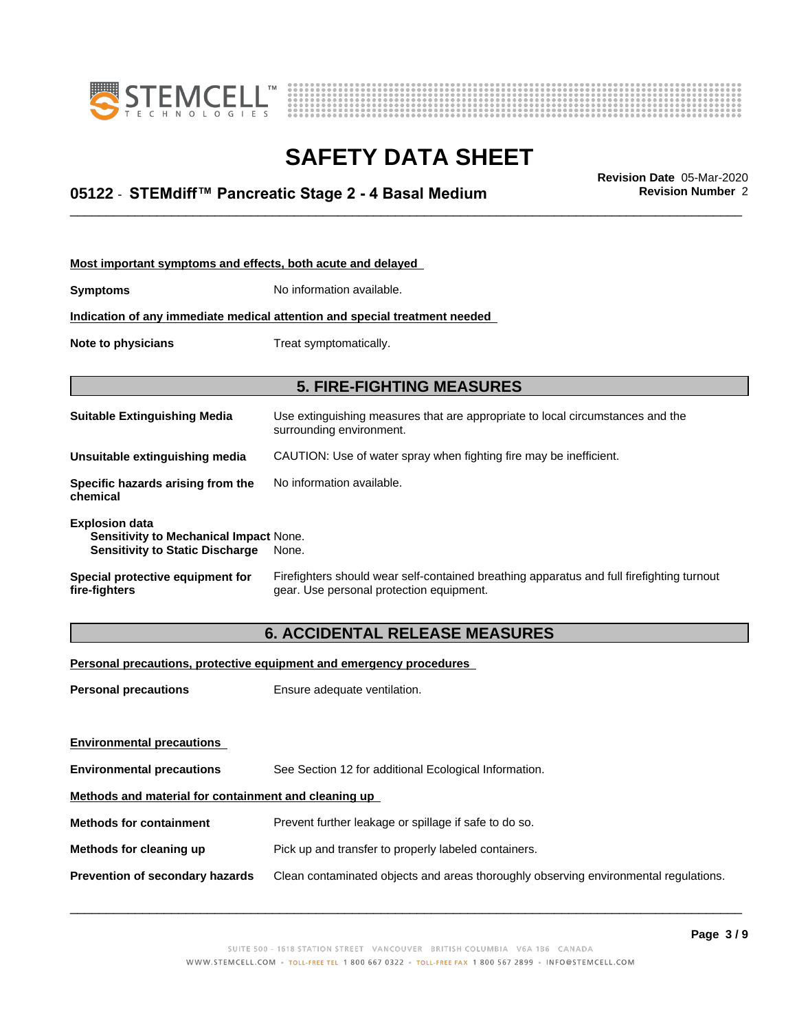#### Most important symptoms and effects, both acute and delayed

**Symptoms** No information available.

#### Indication of any immediate medical attention and special treatment needed

**Note to physicians** Treat symptomatically.

## 5. FIRE-FIGHTING MEASURES

**Suitable Extinguishing Media** Use extinguishing measures that are appropriate to local circumstances and the surrounding environment.

**Unsuitable extinguishing media** CAUTION: Use of water spray when fighting fire may be inefficient.

**Specific hazards arising from the chemical** No information available.

**Explosion data**
**Sensitivity to Mechanical Impact** None.
**Sensitivity to Static Discharge** None.

**Special protective equipment for fire-fighters** Firefighters should wear self-contained breathing apparatus and full firefighting turnout gear. Use personal protection equipment.

## 6. ACCIDENTAL RELEASE MEASURES

#### Personal precautions, protective equipment and emergency procedures

**Personal precautions** Ensure adequate ventilation.

#### Environmental precautions

**Environmental precautions** See Section 12 for additional Ecological Information.

#### Methods and material for containment and cleaning up

**Methods for containment** Prevent further leakage or spillage if safe to do so.

**Methods for cleaning up** Pick up and transfer to properly labeled containers.

**Prevention of secondary hazards** Clean contaminated objects and areas thoroughly observing environmental regulations.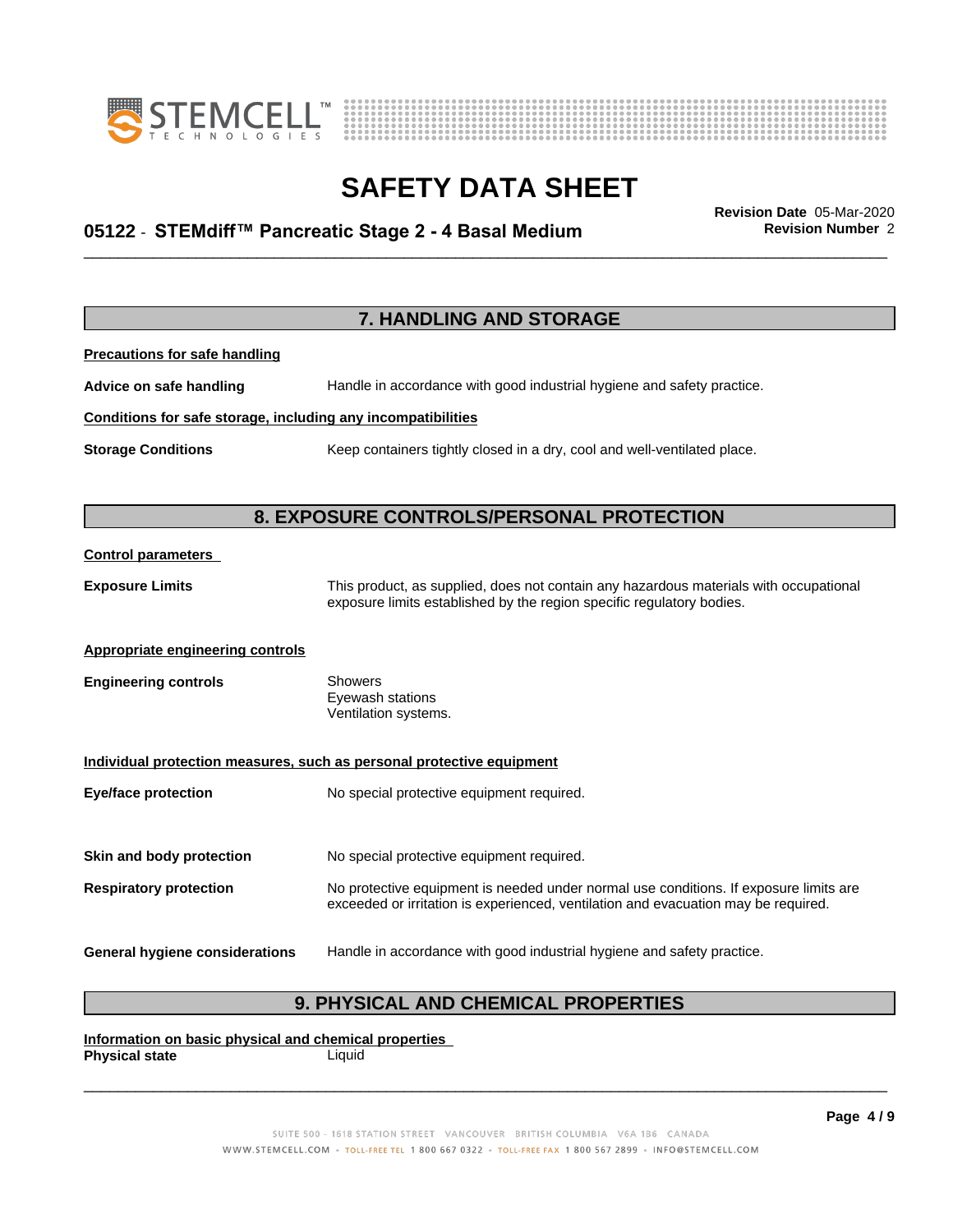## 7. HANDLING AND STORAGE

**Precautions for safe handling**

**Advice on safe handling** Handle in accordance with good industrial hygiene and safety practice.

**Conditions for safe storage, including any incompatibilities**

**Storage Conditions** Keep containers tightly closed in a dry, cool and well-ventilated place.

## 8. EXPOSURE CONTROLS/PERSONAL PROTECTION

**Control parameters**

**Exposure Limits** This product, as supplied, does not contain any hazardous materials with occupational exposure limits established by the region specific regulatory bodies.

**Appropriate engineering controls**

**Engineering controls** Showers
Eyewash stations
Ventilation systems.

**Individual protection measures, such as personal protective equipment**

**Eye/face protection** No special protective equipment required.

**Skin and body protection** No special protective equipment required.

**Respiratory protection** No protective equipment is needed under normal use conditions. If exposure limits are exceeded or irritation is experienced, ventilation and evacuation may be required.

**General hygiene considerations** Handle in accordance with good industrial hygiene and safety practice.

## 9. PHYSICAL AND CHEMICAL PROPERTIES

**Information on basic physical and chemical properties**

**Physical state** Liquid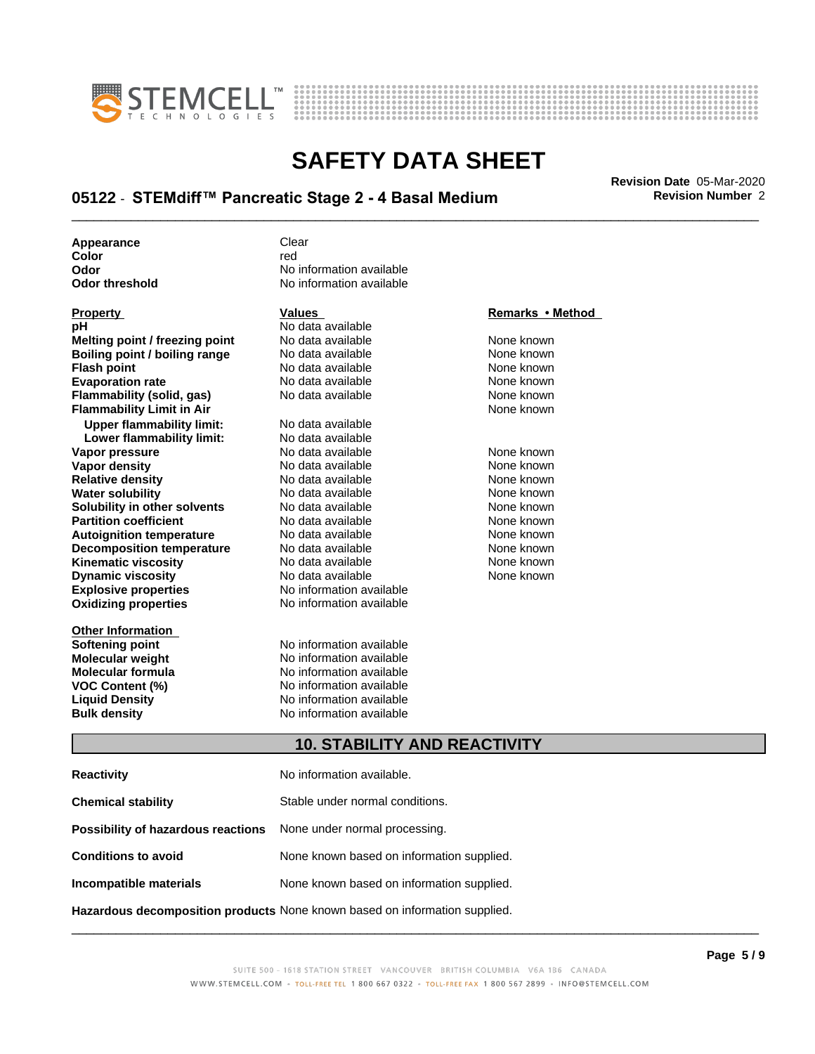| | |
|---|---|
| **Appearance** | Clear |
| **Color** | red |
| **Odor** | No information available |
| **Odor threshold** | No information available |

| **Property** | **Values** | **Remarks • Method** |
|---|---|---|
| **pH** | No data available | |
| **Melting point / freezing point** | No data available | None known |
| **Boiling point / boiling range** | No data available | None known |
| **Flash point** | No data available | None known |
| **Evaporation rate** | No data available | None known |
| **Flammability (solid, gas)** | No data available | None known |
| **Flammability Limit in Air** | | None known |
| **Upper flammability limit:** | No data available | |
| **Lower flammability limit:** | No data available | |
| **Vapor pressure** | No data available | None known |
| **Vapor density** | No data available | None known |
| **Relative density** | No data available | None known |
| **Water solubility** | No data available | None known |
| **Solubility in other solvents** | No data available | None known |
| **Partition coefficient** | No data available | None known |
| **Autoignition temperature** | No data available | None known |
| **Decomposition temperature** | No data available | None known |
| **Kinematic viscosity** | No data available | None known |
| **Dynamic viscosity** | No data available | None known |
| **Explosive properties** | No information available | |
| **Oxidizing properties** | No information available | |

**Other Information**

| | |
|---|---|
| **Softening point** | No information available |
| **Molecular weight** | No information available |
| **Molecular formula** | No information available |
| **VOC Content (%)** | No information available |
| **Liquid Density** | No information available |
| **Bulk density** | No information available |

## 10. STABILITY AND REACTIVITY

| | |
|---|---|
| **Reactivity** | No information available. |
| **Chemical stability** | Stable under normal conditions. |
| **Possibility of hazardous reactions** | None under normal processing. |
| **Conditions to avoid** | None known based on information supplied. |
| **Incompatible materials** | None known based on information supplied. |
| **Hazardous decomposition products** | None known based on information supplied. |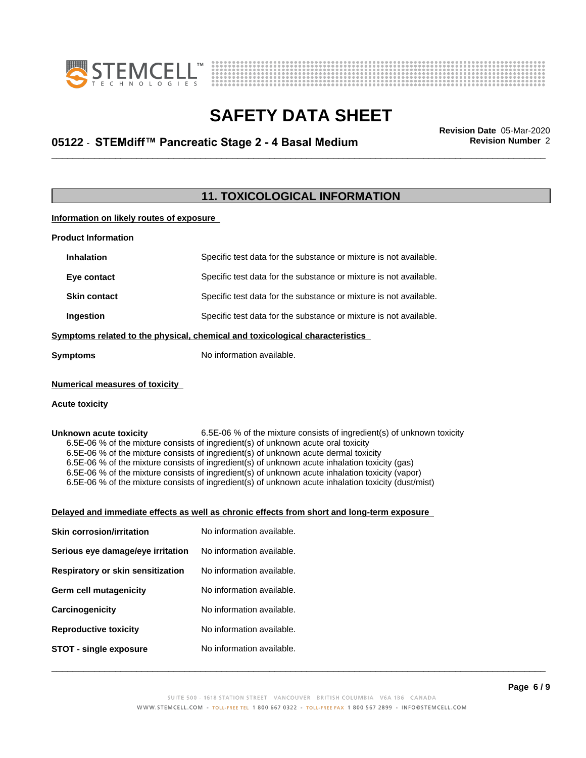## 11. TOXICOLOGICAL INFORMATION

**Information on likely routes of exposure**

**Product Information**

| | |
|---|---|
| **Inhalation** | Specific test data for the substance or mixture is not available. |
| **Eye contact** | Specific test data for the substance or mixture is not available. |
| **Skin contact** | Specific test data for the substance or mixture is not available. |
| **Ingestion** | Specific test data for the substance or mixture is not available. |

**Symptoms related to the physical, chemical and toxicological characteristics**

**Symptoms** No information available.

**Numerical measures of toxicity**

**Acute toxicity**

**Unknown acute toxicity** 6.5E-06 % of the mixture consists of ingredient(s) of unknown toxicity

6.5E-06 % of the mixture consists of ingredient(s) of unknown acute oral toxicity
6.5E-06 % of the mixture consists of ingredient(s) of unknown acute dermal toxicity
6.5E-06 % of the mixture consists of ingredient(s) of unknown acute inhalation toxicity (gas)
6.5E-06 % of the mixture consists of ingredient(s) of unknown acute inhalation toxicity (vapor)
6.5E-06 % of the mixture consists of ingredient(s) of unknown acute inhalation toxicity (dust/mist)

**Delayed and immediate effects as well as chronic effects from short and long-term exposure**

| | |
|---|---|
| **Skin corrosion/irritation** | No information available. |
| **Serious eye damage/eye irritation** | No information available. |
| **Respiratory or skin sensitization** | No information available. |
| **Germ cell mutagenicity** | No information available. |
| **Carcinogenicity** | No information available. |
| **Reproductive toxicity** | No information available. |
| **STOT - single exposure** | No information available. |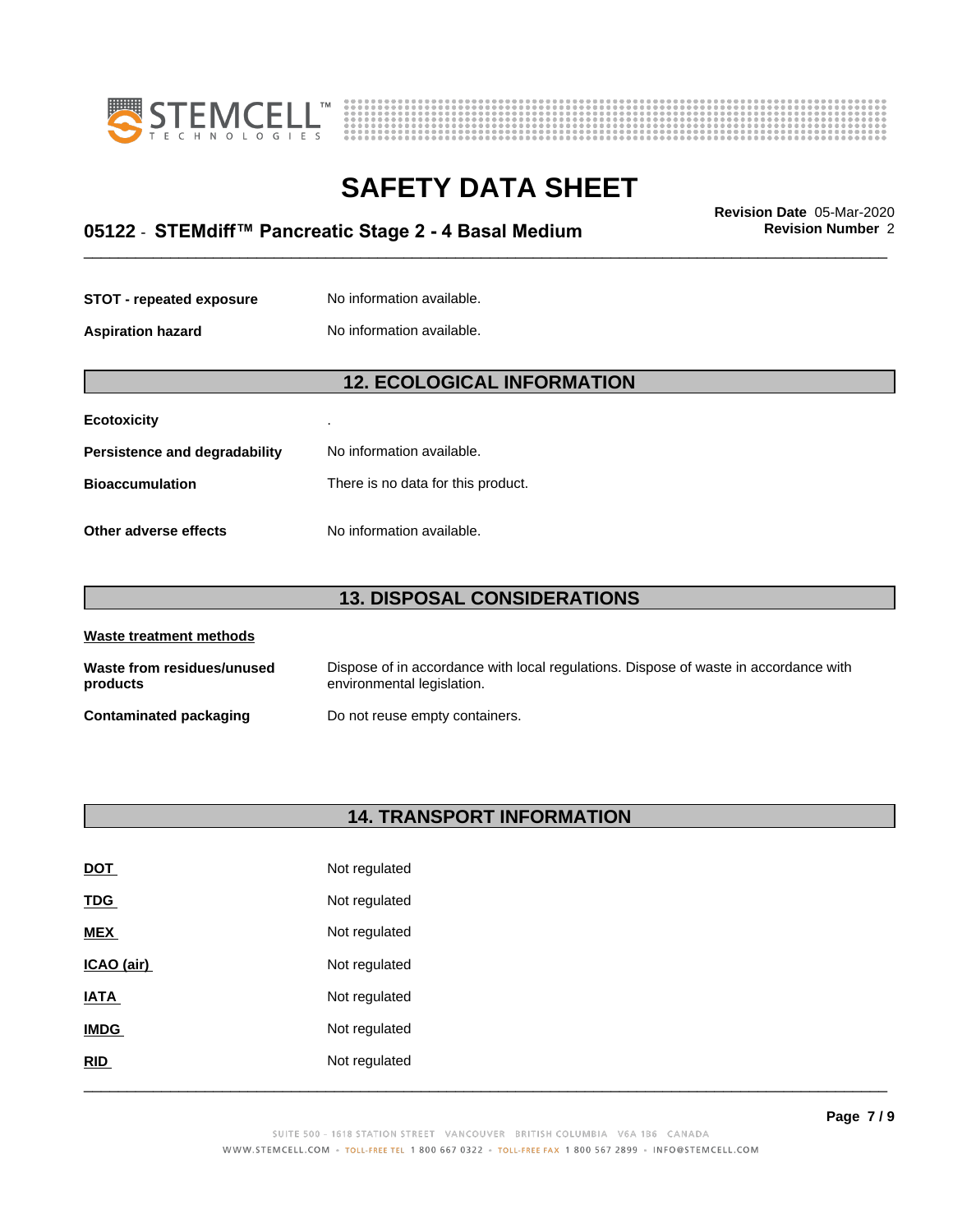| | |
|---|---|
| **STOT - repeated exposure** | No information available. |
| **Aspiration hazard** | No information available. |

## 12. ECOLOGICAL INFORMATION

| | |
|---|---|
| **Ecotoxicity** | . |
| **Persistence and degradability** | No information available. |
| **Bioaccumulation** | There is no data for this product. |
| **Other adverse effects** | No information available. |

## 13. DISPOSAL CONSIDERATIONS

**Waste treatment methods**

| | |
|---|---|
| **Waste from residues/unused products** | Dispose of in accordance with local regulations. Dispose of waste in accordance with environmental legislation. |
| **Contaminated packaging** | Do not reuse empty containers. |

## 14. TRANSPORT INFORMATION

| | |
|---|---|
| **DOT** | Not regulated |
| **TDG** | Not regulated |
| **MEX** | Not regulated |
| **ICAO (air)** | Not regulated |
| **IATA** | Not regulated |
| **IMDG** | Not regulated |
| **RID** | Not regulated |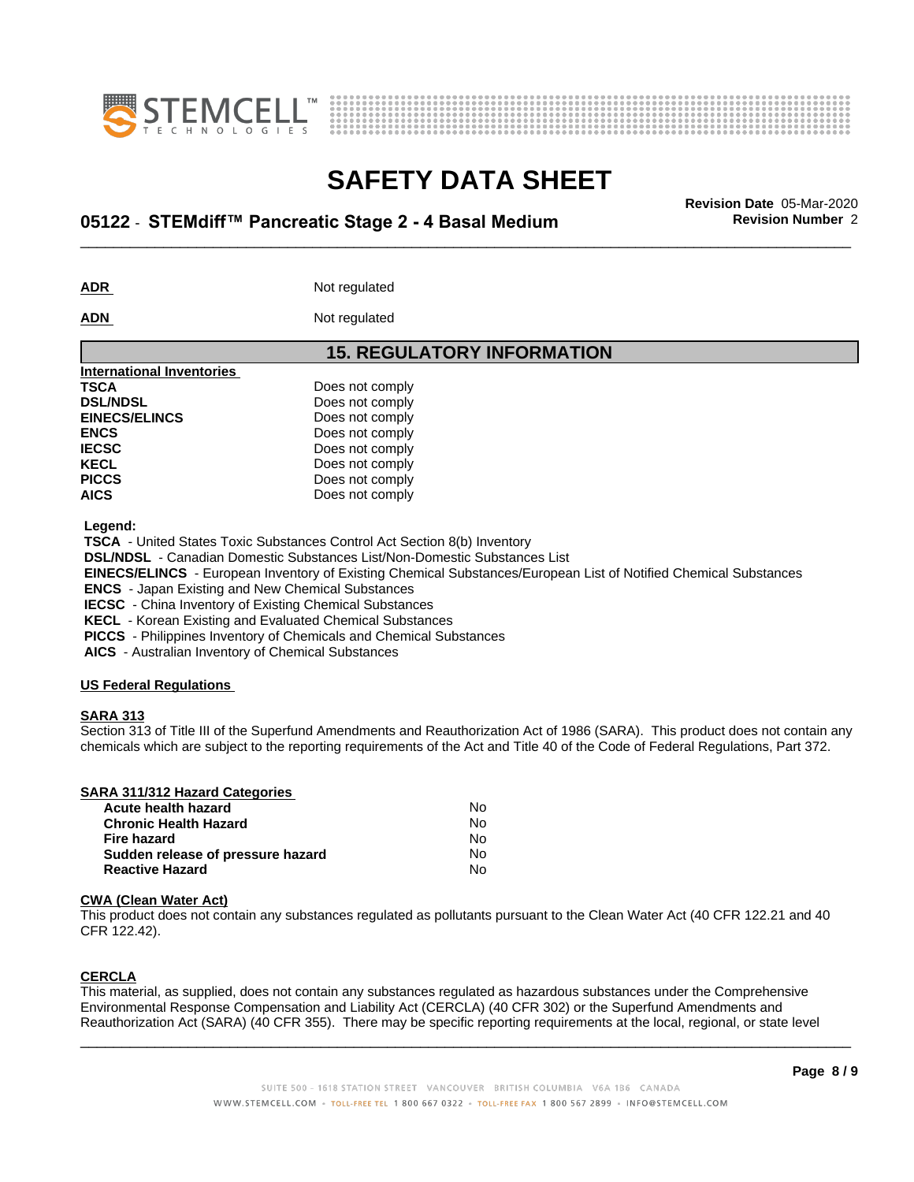**ADR** Not regulated

**ADN** Not regulated

## 15. REGULATORY INFORMATION

**International Inventories**

| | |
|---|---|
| **TSCA** | Does not comply |
| **DSL/NDSL** | Does not comply |
| **EINECS/ELINCS** | Does not comply |
| **ENCS** | Does not comply |
| **IECSC** | Does not comply |
| **KECL** | Does not comply |
| **PICCS** | Does not comply |
| **AICS** | Does not comply |

**Legend:**

**TSCA** - United States Toxic Substances Control Act Section 8(b) Inventory
**DSL/NDSL** - Canadian Domestic Substances List/Non-Domestic Substances List
**EINECS/ELINCS** - European Inventory of Existing Chemical Substances/European List of Notified Chemical Substances
**ENCS** - Japan Existing and New Chemical Substances
**IECSC** - China Inventory of Existing Chemical Substances
**KECL** - Korean Existing and Evaluated Chemical Substances
**PICCS** - Philippines Inventory of Chemicals and Chemical Substances
**AICS** - Australian Inventory of Chemical Substances

**US Federal Regulations**

**SARA 313**

Section 313 of Title III of the Superfund Amendments and Reauthorization Act of 1986 (SARA). This product does not contain any chemicals which are subject to the reporting requirements of the Act and Title 40 of the Code of Federal Regulations, Part 372.

**SARA 311/312 Hazard Categories**

| | |
|---|---|
| **Acute health hazard** | No |
| **Chronic Health Hazard** | No |
| **Fire hazard** | No |
| **Sudden release of pressure hazard** | No |
| **Reactive Hazard** | No |

**CWA (Clean Water Act)**

This product does not contain any substances regulated as pollutants pursuant to the Clean Water Act (40 CFR 122.21 and 40 CFR 122.42).

**CERCLA**

This material, as supplied, does not contain any substances regulated as hazardous substances under the Comprehensive Environmental Response Compensation and Liability Act (CERCLA) (40 CFR 302) or the Superfund Amendments and Reauthorization Act (SARA) (40 CFR 355). There may be specific reporting requirements at the local, regional, or state level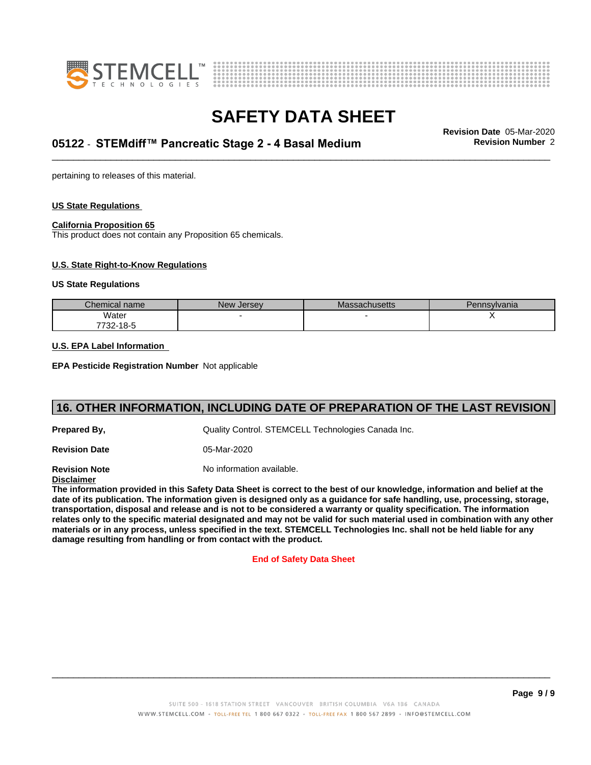pertaining to releases of this material.

**US State Regulations**

**California Proposition 65**
This product does not contain any Proposition 65 chemicals.

**U.S. State Right-to-Know Regulations**

**US State Regulations**

| Chemical name | New Jersey | Massachusetts | Pennsylvania |
|---|---|---|---|
| Water 7732-18-5 | - | - | X |

**U.S. EPA Label Information**

**EPA Pesticide Registration Number** Not applicable

## 16. OTHER INFORMATION, INCLUDING DATE OF PREPARATION OF THE LAST REVISION

**Prepared By,** Quality Control. STEMCELL Technologies Canada Inc.

**Revision Date** 05-Mar-2020

**Revision Note** No information available.

**Disclaimer**

**The information provided in this Safety Data Sheet is correct to the best of our knowledge, information and belief at the date of its publication. The information given is designed only as a guidance for safe handling, use, processing, storage, transportation, disposal and release and is not to be considered a warranty or quality specification. The information relates only to the specific material designated and may not be valid for such material used in combination with any other materials or in any process, unless specified in the text. STEMCELL Technologies Inc. shall not be held liable for any damage resulting from handling or from contact with the product.**

**End of Safety Data Sheet**